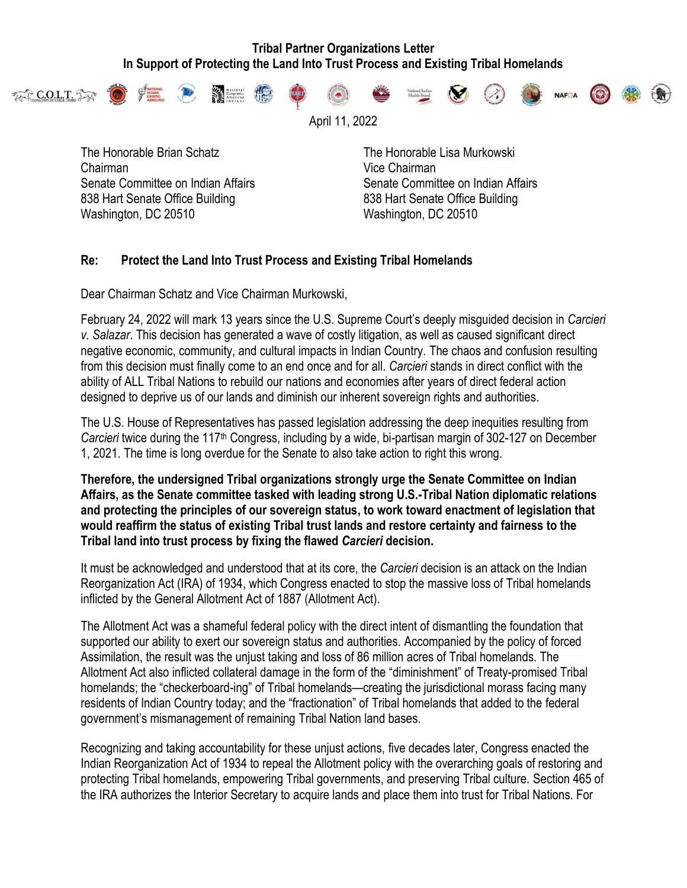# Tribal Partner Organizations Letter
## In Support of Protecting the Land Into Trust Process and Existing Tribal Homelands

April 11, 2022

The Honorable Brian Schatz
Chairman
Senate Committee on Indian Affairs
838 Hart Senate Office Building
Washington, DC 20510

The Honorable Lisa Murkowski
Vice Chairman
Senate Committee on Indian Affairs
838 Hart Senate Office Building
Washington, DC 20510

**Re: Protect the Land Into Trust Process and Existing Tribal Homelands**

Dear Chairman Schatz and Vice Chairman Murkowski,

February 24, 2022 will mark 13 years since the U.S. Supreme Court's deeply misguided decision in *Carcieri v. Salazar*. This decision has generated a wave of costly litigation, as well as caused significant direct negative economic, community, and cultural impacts in Indian Country. The chaos and confusion resulting from this decision must finally come to an end once and for all. *Carcieri* stands in direct conflict with the ability of ALL Tribal Nations to rebuild our nations and economies after years of direct federal action designed to deprive us of our lands and diminish our inherent sovereign rights and authorities.

The U.S. House of Representatives has passed legislation addressing the deep inequities resulting from *Carcieri* twice during the 117th Congress, including by a wide, bi-partisan margin of 302-127 on December 1, 2021. The time is long overdue for the Senate to also take action to right this wrong.

**Therefore, the undersigned Tribal organizations strongly urge the Senate Committee on Indian Affairs, as the Senate committee tasked with leading strong U.S.-Tribal Nation diplomatic relations and protecting the principles of our sovereign status, to work toward enactment of legislation that would reaffirm the status of existing Tribal trust lands and restore certainty and fairness to the Tribal land into trust process by fixing the flawed *Carcieri* decision.**

It must be acknowledged and understood that at its core, the *Carcieri* decision is an attack on the Indian Reorganization Act (IRA) of 1934, which Congress enacted to stop the massive loss of Tribal homelands inflicted by the General Allotment Act of 1887 (Allotment Act).

The Allotment Act was a shameful federal policy with the direct intent of dismantling the foundation that supported our ability to exert our sovereign status and authorities. Accompanied by the policy of forced Assimilation, the result was the unjust taking and loss of 86 million acres of Tribal homelands. The Allotment Act also inflicted collateral damage in the form of the "diminishment" of Treaty-promised Tribal homelands; the "checkerboard-ing" of Tribal homelands—creating the jurisdictional morass facing many residents of Indian Country today; and the "fractionation" of Tribal homelands that added to the federal government's mismanagement of remaining Tribal Nation land bases.

Recognizing and taking accountability for these unjust actions, five decades later, Congress enacted the Indian Reorganization Act of 1934 to repeal the Allotment policy with the overarching goals of restoring and protecting Tribal homelands, empowering Tribal governments, and preserving Tribal culture. Section 465 of the IRA authorizes the Interior Secretary to acquire lands and place them into trust for Tribal Nations. For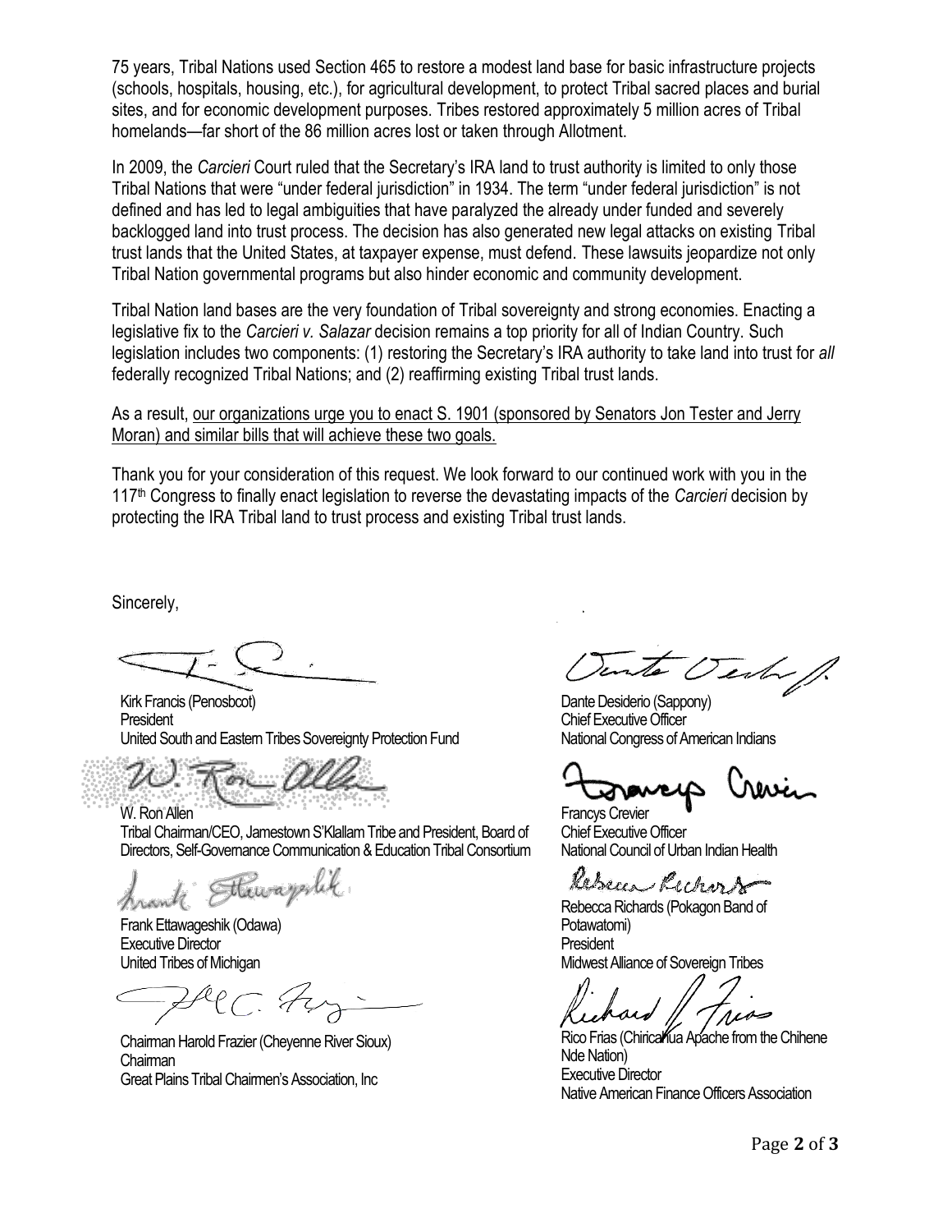75 years, Tribal Nations used Section 465 to restore a modest land base for basic infrastructure projects (schools, hospitals, housing, etc.), for agricultural development, to protect Tribal sacred places and burial sites, and for economic development purposes. Tribes restored approximately 5 million acres of Tribal homelands—far short of the 86 million acres lost or taken through Allotment.

In 2009, the *Carcieri* Court ruled that the Secretary's IRA land to trust authority is limited to only those Tribal Nations that were "under federal jurisdiction" in 1934. The term "under federal jurisdiction" is not defined and has led to legal ambiguities that have paralyzed the already under funded and severely backlogged land into trust process. The decision has also generated new legal attacks on existing Tribal trust lands that the United States, at taxpayer expense, must defend. These lawsuits jeopardize not only Tribal Nation governmental programs but also hinder economic and community development.

Tribal Nation land bases are the very foundation of Tribal sovereignty and strong economies. Enacting a legislative fix to the *Carcieri v. Salazar* decision remains a top priority for all of Indian Country. Such legislation includes two components: (1) restoring the Secretary's IRA authority to take land into trust for *all* federally recognized Tribal Nations; and (2) reaffirming existing Tribal trust lands.

As a result, <u>our organizations urge you to enact S. 1901 (sponsored by Senators Jon Tester and Jerry Moran) and similar bills that will achieve these two goals.</u>

Thank you for your consideration of this request. We look forward to our continued work with you in the 117th Congress to finally enact legislation to reverse the devastating impacts of the *Carcieri* decision by protecting the IRA Tribal land to trust process and existing Tribal trust lands.

Sincerely,

Kirk Francis (Penosbcot)
President
United South and Eastern Tribes Sovereignty Protection Fund

Dante Desiderio (Sappony)
Chief Executive Officer
National Congress of American Indians

W. Ron Allen
Tribal Chairman/CEO, Jamestown S'Klallam Tribe and President, Board of Directors, Self-Governance Communication & Education Tribal Consortium

Francys Crevier
Chief Executive Officer
National Council of Urban Indian Health

Frank Ettawageshik (Odawa)
Executive Director
United Tribes of Michigan

Rebecca Richards (Pokagon Band of Potawatomi)
President
Midwest Alliance of Sovereign Tribes

Chairman Harold Frazier (Cheyenne River Sioux)
Chairman
Great Plains Tribal Chairmen's Association, Inc

Rico Frias (Chiricahua Apache from the Chihene Nde Nation)
Executive Director
Native American Finance Officers Association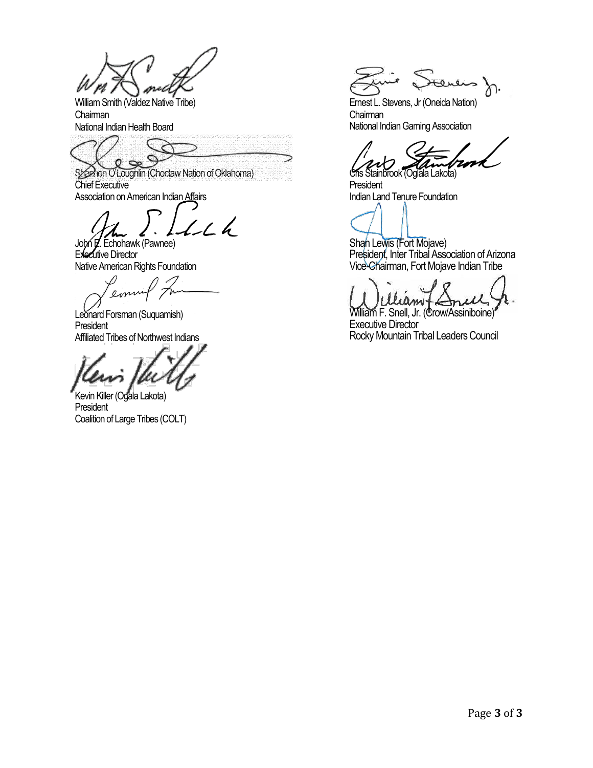William Smith (Valdez Native Tribe)
Chairman
National Indian Health Board

Shannon O'Loughlin (Choctaw Nation of Oklahoma)
Chief Executive
Association on American Indian Affairs

John E. Echohawk (Pawnee)
Executive Director
Native American Rights Foundation

Leonard Forsman (Suquamish)
President
Affiliated Tribes of Northwest Indians

Kevin Killer (Oglala Lakota)
President
Coalition of Large Tribes (COLT)

Ernest L. Stevens, Jr (Oneida Nation)
Chairman
National Indian Gaming Association

Cris Stainbrook (Oglala Lakota)
President
Indian Land Tenure Foundation

Shan Lewis (Fort Mojave)
President, Inter Tribal Association of Arizona
Vice-Chairman, Fort Mojave Indian Tribe

William F. Snell, Jr. (Crow/Assiniboine)
Executive Director
Rocky Mountain Tribal Leaders Council